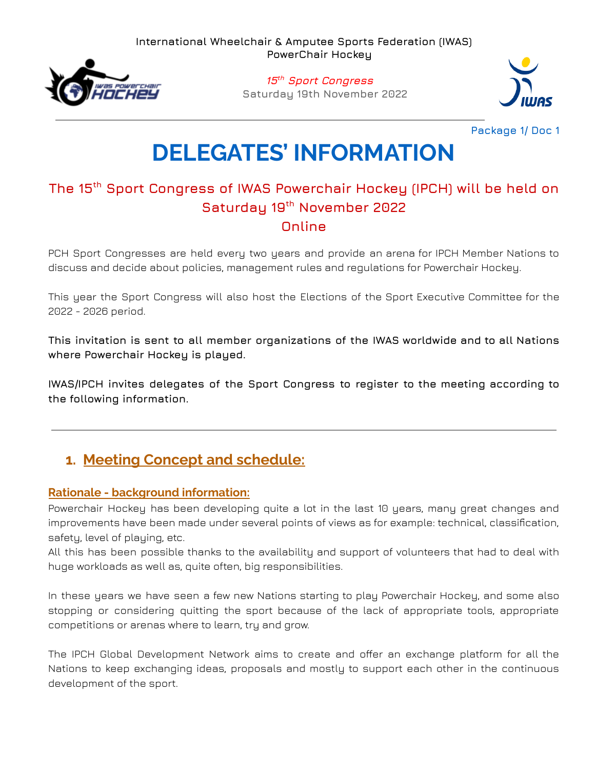International Wheelchair & Amputee Sports Federation (IWAS)
PowerChair Hockey

*15th Sport Congress*
Saturday 19th November 2022

Package 1/ Doc 1

# DELEGATES' INFORMATION

## The 15th Sport Congress of IWAS Powerchair Hockey (IPCH) will be held on Saturday 19th November 2022 Online

PCH Sport Congresses are held every two years and provide an arena for IPCH Member Nations to discuss and decide about policies, management rules and regulations for Powerchair Hockey.

This year the Sport Congress will also host the Elections of the Sport Executive Committee for the 2022 - 2026 period.

**This invitation is sent to all member organizations of the IWAS worldwide and to all Nations where Powerchair Hockey is played.**

**IWAS/IPCH invites delegates of the Sport Congress to register to the meeting according to the following information.**

---

## 1. Meeting Concept and schedule:

### Rationale - background information:

Powerchair Hockey has been developing quite a lot in the last 10 years, many great changes and improvements have been made under several points of views as for example: technical, classification, safety, level of playing, etc.
All this has been possible thanks to the availability and support of volunteers that had to deal with huge workloads as well as, quite often, big responsibilities.

In these years we have seen a few new Nations starting to play Powerchair Hockey, and some also stopping or considering quitting the sport because of the lack of appropriate tools, appropriate competitions or arenas where to learn, try and grow.

The IPCH Global Development Network aims to create and offer an exchange platform for all the Nations to keep exchanging ideas, proposals and mostly to support each other in the continuous development of the sport.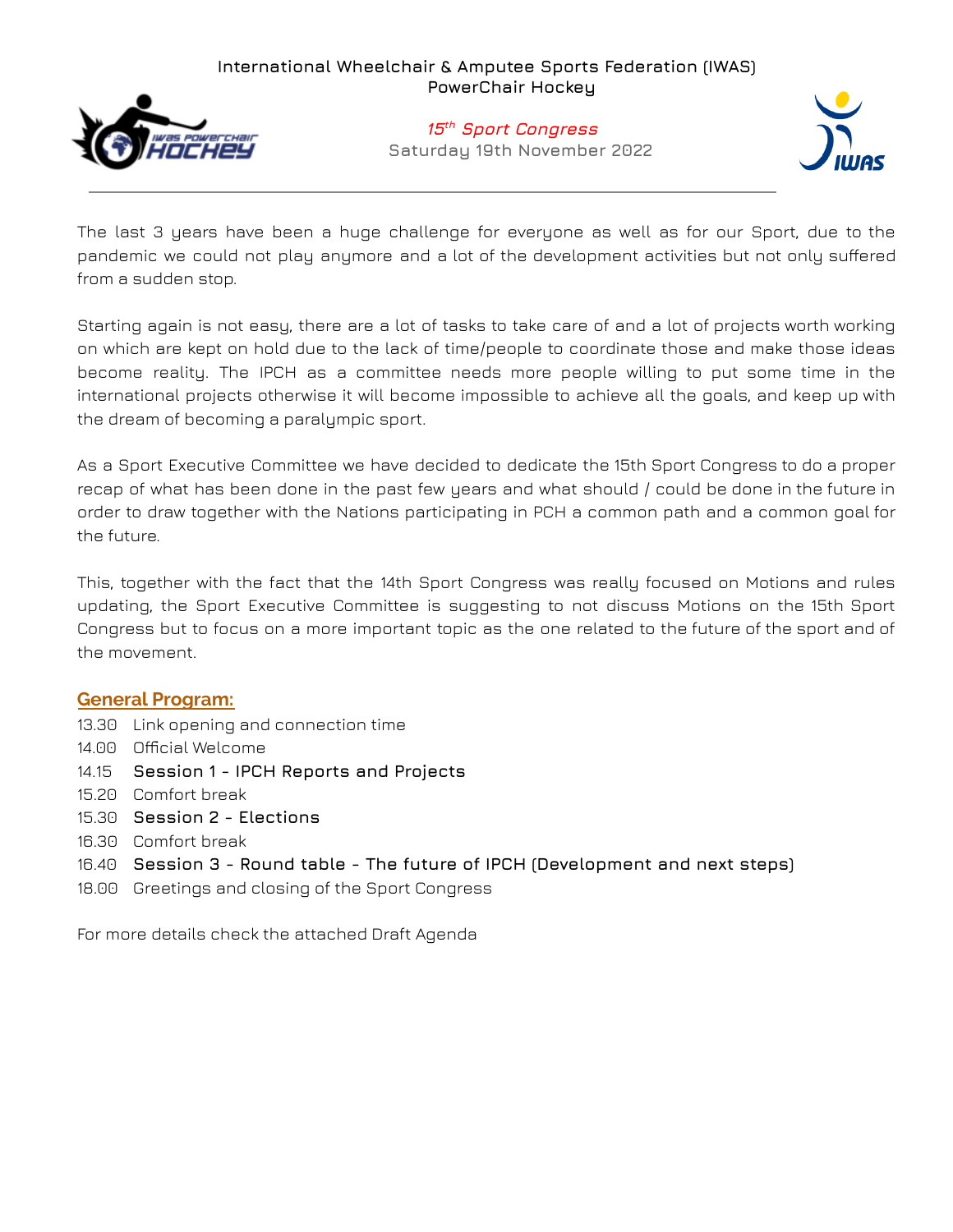International Wheelchair & Amputee Sports Federation (IWAS)
PowerChair Hockey

*15th Sport Congress*
Saturday 19th November 2022

---

The last 3 years have been a huge challenge for everyone as well as for our Sport, due to the pandemic we could not play anymore and a lot of the development activities but not only suffered from a sudden stop.

Starting again is not easy, there are a lot of tasks to take care of and a lot of projects worth working on which are kept on hold due to the lack of time/people to coordinate those and make those ideas become reality. The IPCH as a committee needs more people willing to put some time in the international projects otherwise it will become impossible to achieve all the goals, and keep up with the dream of becoming a paralympic sport.

As a Sport Executive Committee we have decided to dedicate the 15th Sport Congress to do a proper recap of what has been done in the past few years and what should / could be done in the future in order to draw together with the Nations participating in PCH a common path and a common goal for the future.

This, together with the fact that the 14th Sport Congress was really focused on Motions and rules updating, the Sport Executive Committee is suggesting to not discuss Motions on the 15th Sport Congress but to focus on a more important topic as the one related to the future of the sport and of the movement.

## General Program:

- 13.30 Link opening and connection time
- 14.00 Official Welcome
- 14.15 **Session 1 - IPCH Reports and Projects**
- 15.20 Comfort break
- 15.30 **Session 2 - Elections**
- 16.30 Comfort break
- 16.40 **Session 3 - Round table - The future of IPCH (Development and next steps)**
- 18.00 Greetings and closing of the Sport Congress

For more details check the attached Draft Agenda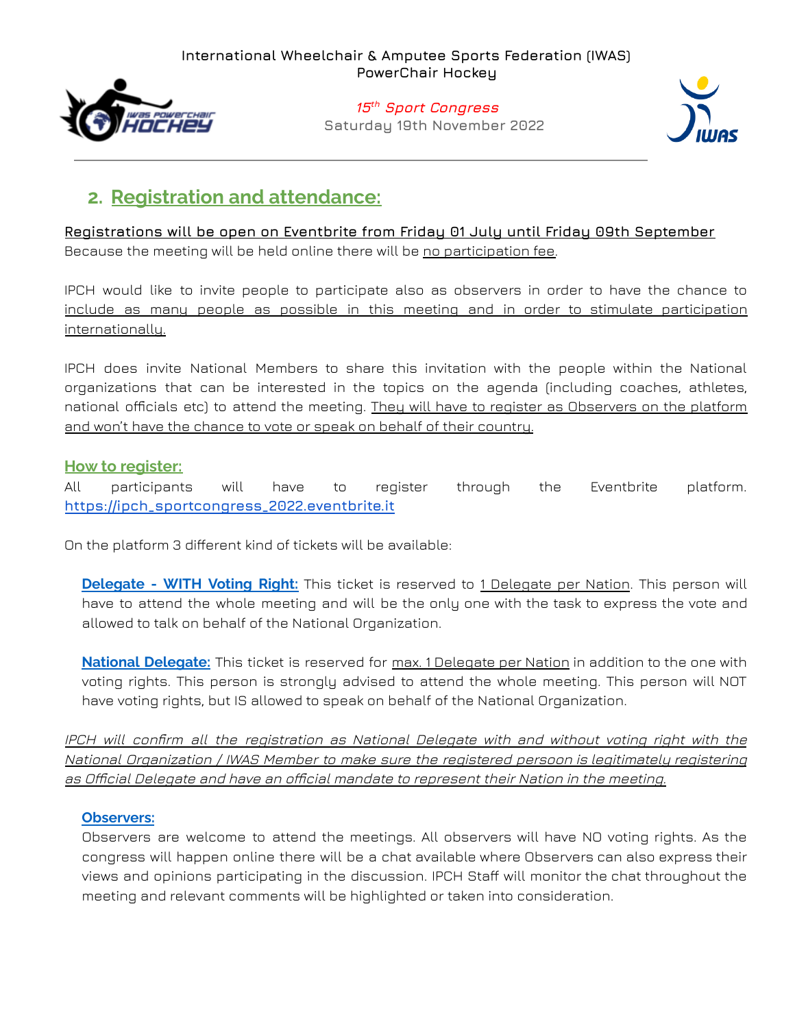## 2. Registration and attendance:

Registrations will be open on Eventbrite from Friday 01 July until Friday 09th September

Because the meeting will be held online there will be no participation fee.

IPCH would like to invite people to participate also as observers in order to have the chance to include as many people as possible in this meeting and in order to stimulate participation internationally.

IPCH does invite National Members to share this invitation with the people within the National organizations that can be interested in the topics on the agenda (including coaches, athletes, national officials etc) to attend the meeting. They will have to register as Observers on the platform and won't have the chance to vote or speak on behalf of their country.

### How to register:

All participants will have to register through the Eventbrite platform. https://ipch_sportcongress_2022.eventbrite.it

On the platform 3 different kind of tickets will be available:

**Delegate - WITH Voting Right:** This ticket is reserved to 1 Delegate per Nation. This person will have to attend the whole meeting and will be the only one with the task to express the vote and allowed to talk on behalf of the National Organization.

**National Delegate:** This ticket is reserved for max. 1 Delegate per Nation in addition to the one with voting rights. This person is strongly advised to attend the whole meeting. This person will NOT have voting rights, but IS allowed to speak on behalf of the National Organization.

*IPCH will confirm all the registration as National Delegate with and without voting right with the National Organization / IWAS Member to make sure the registered persoon is legitimately registering as Official Delegate and have an official mandate to represent their Nation in the meeting.*

**Observers:**

Observers are welcome to attend the meetings. All observers will have NO voting rights. As the congress will happen online there will be a chat available where Observers can also express their views and opinions participating in the discussion. IPCH Staff will monitor the chat throughout the meeting and relevant comments will be highlighted or taken into consideration.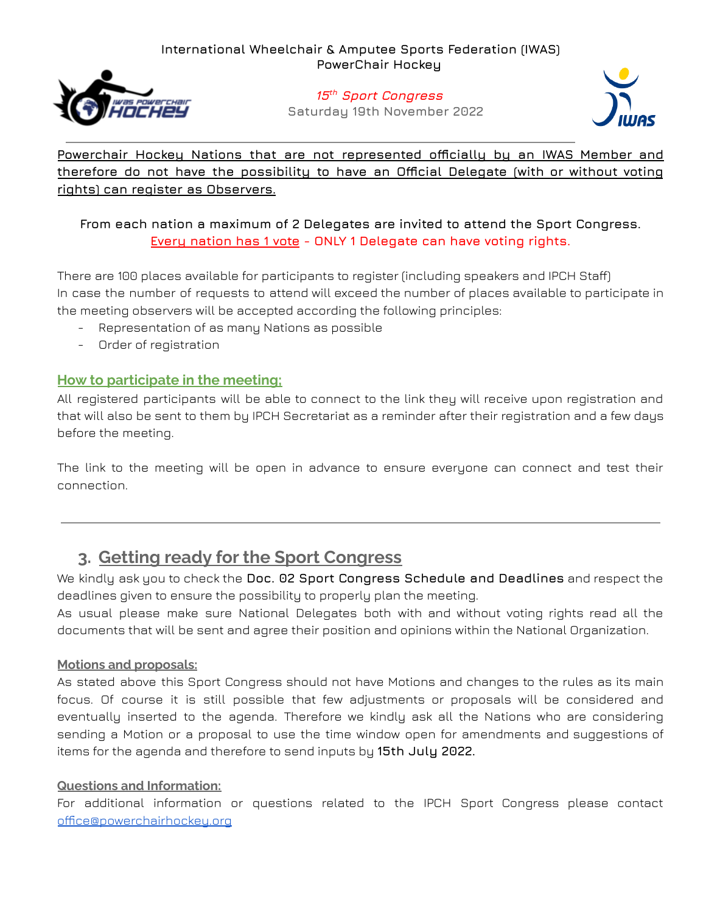Powerchair Hockey Nations that are not represented officially by an IWAS Member and therefore do not have the possibility to have an Official Delegate (with or without voting rights) can register as Observers.

**From each nation a maximum of 2 Delegates are invited to attend the Sport Congress.**
**Every nation has 1 vote - ONLY 1 Delegate can have voting rights.**

There are 100 places available for participants to register (including speakers and IPCH Staff)
In case the number of requests to attend will exceed the number of places available to participate in the meeting observers will be accepted according the following principles:

- Representation of as many Nations as possible
- Order of registration

### How to participate in the meeting:

All registered participants will be able to connect to the link they will receive upon registration and that will also be sent to them by IPCH Secretariat as a reminder after their registration and a few days before the meeting.

The link to the meeting will be open in advance to ensure everyone can connect and test their connection.

---

## 3. Getting ready for the Sport Congress

We kindly ask you to check the **Doc. 02 Sport Congress Schedule and Deadlines** and respect the deadlines given to ensure the possibility to properly plan the meeting.
As usual please make sure National Delegates both with and without voting rights read all the documents that will be sent and agree their position and opinions within the National Organization.

**Motions and proposals:**

As stated above this Sport Congress should not have Motions and changes to the rules as its main focus. Of course it is still possible that few adjustments or proposals will be considered and eventually inserted to the agenda. Therefore we kindly ask all the Nations who are considering sending a Motion or a proposal to use the time window open for amendments and suggestions of items for the agenda and therefore to send inputs by **15th July 2022**.

**Questions and Information:**

For additional information or questions related to the IPCH Sport Congress please contact office@powerchairhockey.org